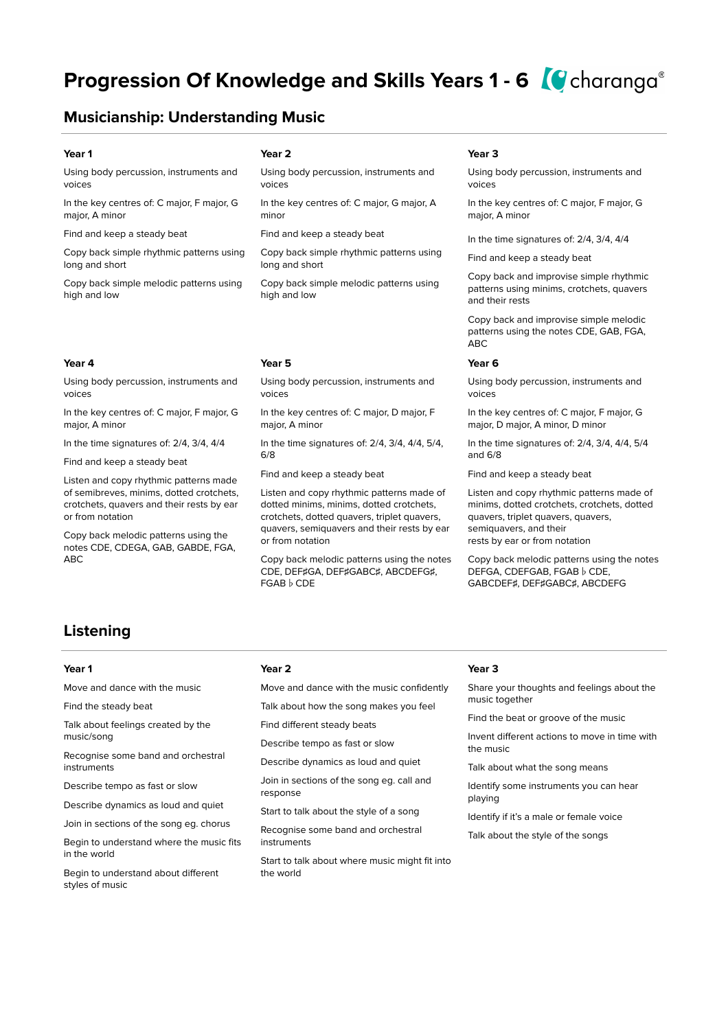# Progression Of Knowledge and Skills Years 1 - 6

charanga®

## Musicianship: Understanding Music

### Year 1

Using body percussion, instruments and voices

In the key centres of: C major, F major, G major, A minor

Find and keep a steady beat

Copy back simple rhythmic patterns using long and short

Copy back simple melodic patterns using high and low

### Year 2

Using body percussion, instruments and voices

In the key centres of: C major, G major, A minor

Find and keep a steady beat

Copy back simple rhythmic patterns using long and short

Copy back simple melodic patterns using high and low

### Year 3

Using body percussion, instruments and voices

In the key centres of: C major, F major, G major, A minor

In the time signatures of: 2/4, 3/4, 4/4

Find and keep a steady beat

Copy back and improvise simple rhythmic patterns using minims, crotchets, quavers and their rests

Copy back and improvise simple melodic patterns using the notes CDE, GAB, FGA, ABC

### Year 4

Using body percussion, instruments and voices

In the key centres of: C major, F major, G major, A minor

In the time signatures of: 2/4, 3/4, 4/4

Find and keep a steady beat

Listen and copy rhythmic patterns made of semibreves, minims, dotted crotchets, crotchets, quavers and their rests by ear or from notation

Copy back melodic patterns using the notes CDE, CDEGA, GAB, GABDE, FGA, ABC

### Year 5

Using body percussion, instruments and voices

In the key centres of: C major, D major, F major, A minor

In the time signatures of: 2/4, 3/4, 4/4, 5/4, 6/8

Find and keep a steady beat

Listen and copy rhythmic patterns made of dotted minims, minims, dotted crotchets, crotchets, dotted quavers, triplet quavers, quavers, semiquavers and their rests by ear or from notation

Copy back melodic patterns using the notes CDE, DEF♯GA, DEF♯GABC♯, ABCDEFG♯, FGAB♭CDE

### Year 6

Using body percussion, instruments and voices

In the key centres of: C major, F major, G major, D major, A minor, D minor

In the time signatures of: 2/4, 3/4, 4/4, 5/4 and 6/8

Find and keep a steady beat

Listen and copy rhythmic patterns made of minims, dotted crotchets, crotchets, dotted quavers, triplet quavers, quavers, semiquavers, and their rests by ear or from notation

Copy back melodic patterns using the notes DEFGA, CDEFGAB, FGAB♭CDE, GABCDEF♯, DEF♯GABC♯, ABCDEFG

## Listening

### Year 1

Move and dance with the music

Find the steady beat

Talk about feelings created by the music/song

Recognise some band and orchestral instruments

Describe tempo as fast or slow

Describe dynamics as loud and quiet

Join in sections of the song eg. chorus

Begin to understand where the music fits in the world

Begin to understand about different styles of music

### Year 2

Move and dance with the music confidently

Talk about how the song makes you feel

Find different steady beats

Describe tempo as fast or slow

Describe dynamics as loud and quiet

Join in sections of the song eg. call and response

Start to talk about the style of a song

Recognise some band and orchestral instruments

Start to talk about where music might fit into the world

### Year 3

Share your thoughts and feelings about the music together

Find the beat or groove of the music

Invent different actions to move in time with the music

Talk about what the song means

Identify some instruments you can hear playing

Identify if it's a male or female voice

Talk about the style of the songs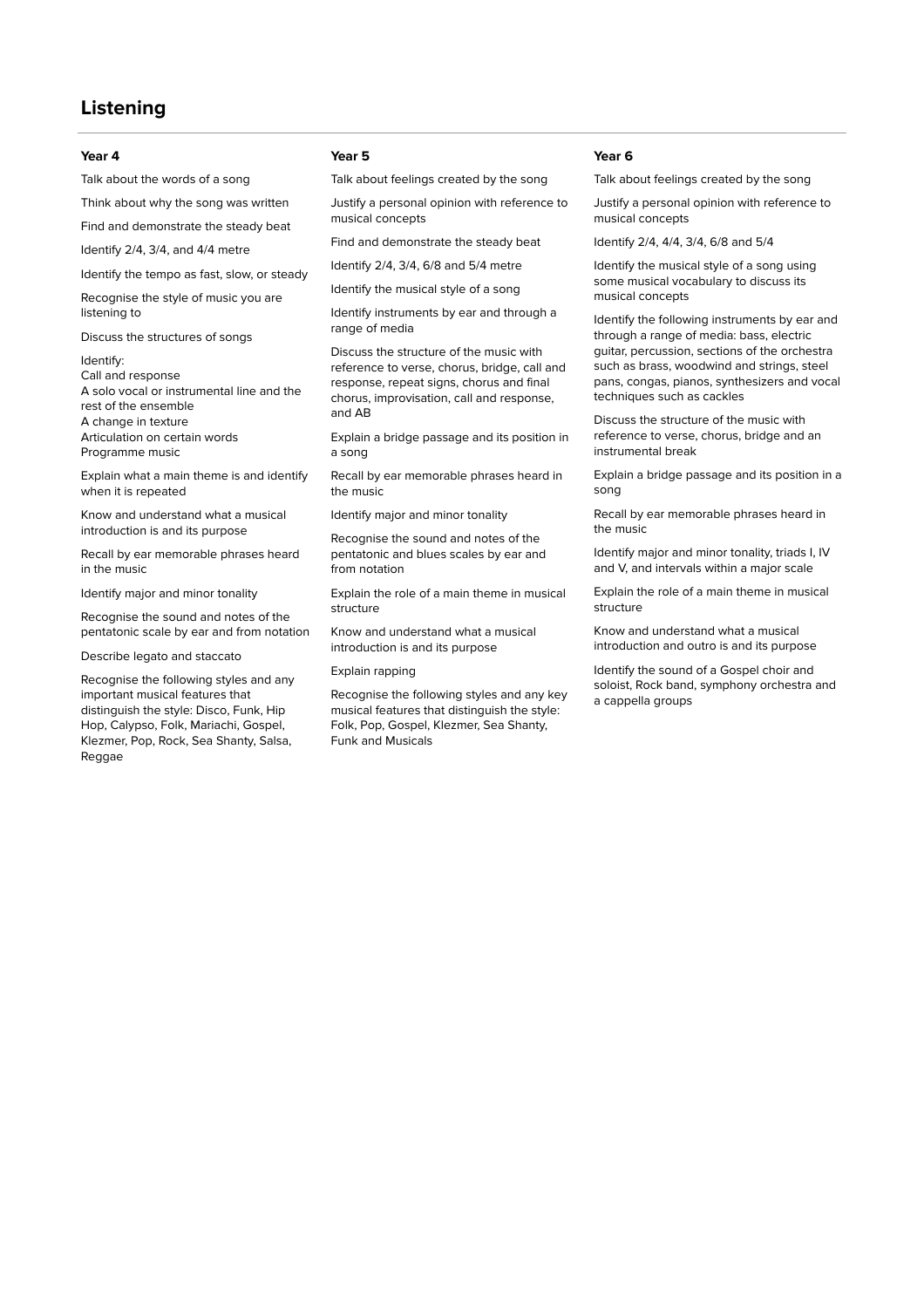## Listening

### Year 4

Talk about the words of a song

Think about why the song was written

Find and demonstrate the steady beat

Identify 2/4, 3/4, and 4/4 metre

Identify the tempo as fast, slow, or steady

Recognise the style of music you are listening to

Discuss the structures of songs

Identify:
Call and response
A solo vocal or instrumental line and the rest of the ensemble
A change in texture
Articulation on certain words
Programme music

Explain what a main theme is and identify when it is repeated

Know and understand what a musical introduction is and its purpose

Recall by ear memorable phrases heard in the music

Identify major and minor tonality

Recognise the sound and notes of the pentatonic scale by ear and from notation

Describe legato and staccato

Recognise the following styles and any important musical features that distinguish the style: Disco, Funk, Hip Hop, Calypso, Folk, Mariachi, Gospel, Klezmer, Pop, Rock, Sea Shanty, Salsa, Reggae

### Year 5

Talk about feelings created by the song

Justify a personal opinion with reference to musical concepts

Find and demonstrate the steady beat

Identify 2/4, 3/4, 6/8 and 5/4 metre

Identify the musical style of a song

Identify instruments by ear and through a range of media

Discuss the structure of the music with reference to verse, chorus, bridge, call and response, repeat signs, chorus and final chorus, improvisation, call and response, and AB

Explain a bridge passage and its position in a song

Recall by ear memorable phrases heard in the music

Identify major and minor tonality

Recognise the sound and notes of the pentatonic and blues scales by ear and from notation

Explain the role of a main theme in musical structure

Know and understand what a musical introduction is and its purpose

Explain rapping

Recognise the following styles and any key musical features that distinguish the style: Folk, Pop, Gospel, Klezmer, Sea Shanty, Funk and Musicals

### Year 6

Talk about feelings created by the song

Justify a personal opinion with reference to musical concepts

Identify 2/4, 4/4, 3/4, 6/8 and 5/4

Identify the musical style of a song using some musical vocabulary to discuss its musical concepts

Identify the following instruments by ear and through a range of media: bass, electric guitar, percussion, sections of the orchestra such as brass, woodwind and strings, steel pans, congas, pianos, synthesizers and vocal techniques such as cackles

Discuss the structure of the music with reference to verse, chorus, bridge and an instrumental break

Explain a bridge passage and its position in a song

Recall by ear memorable phrases heard in the music

Identify major and minor tonality, triads I, IV and V, and intervals within a major scale

Explain the role of a main theme in musical structure

Know and understand what a musical introduction and outro is and its purpose

Identify the sound of a Gospel choir and soloist, Rock band, symphony orchestra and a cappella groups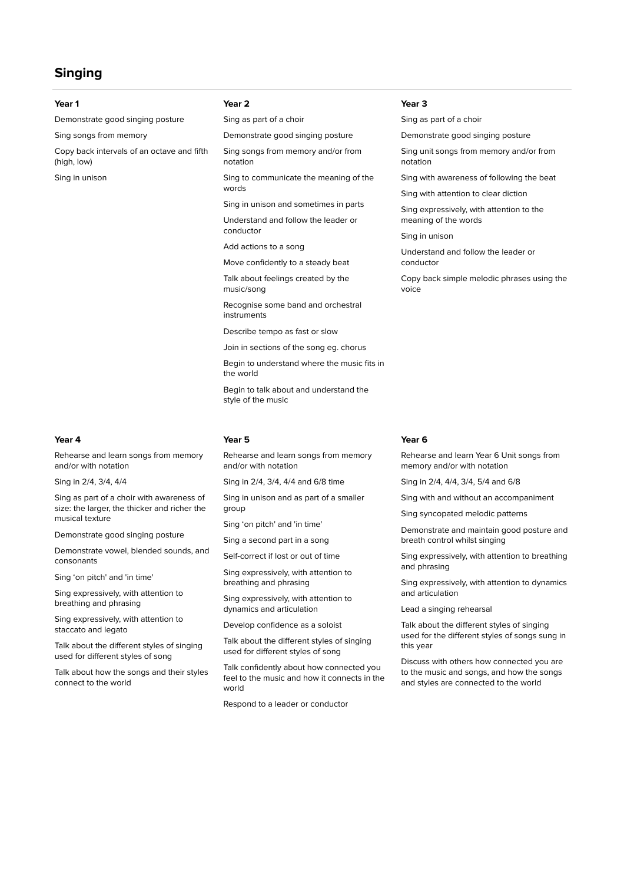# Singing

### Year 1

Demonstrate good singing posture

Sing songs from memory

Copy back intervals of an octave and fifth (high, low)

Sing in unison

### Year 2

Sing as part of a choir

Demonstrate good singing posture

Sing songs from memory and/or from notation

Sing to communicate the meaning of the words

Sing in unison and sometimes in parts

Understand and follow the leader or conductor

Add actions to a song

Move confidently to a steady beat

Talk about feelings created by the music/song

Recognise some band and orchestral instruments

Describe tempo as fast or slow

Join in sections of the song eg. chorus

Begin to understand where the music fits in the world

Begin to talk about and understand the style of the music

### Year 3

Sing as part of a choir

Demonstrate good singing posture

Sing unit songs from memory and/or from notation

Sing with awareness of following the beat

Sing with attention to clear diction

Sing expressively, with attention to the meaning of the words

Sing in unison

Understand and follow the leader or conductor

Copy back simple melodic phrases using the voice

### Year 4

Rehearse and learn songs from memory and/or with notation

Sing in 2/4, 3/4, 4/4

Sing as part of a choir with awareness of size: the larger, the thicker and richer the musical texture

Demonstrate good singing posture

Demonstrate vowel, blended sounds, and consonants

Sing 'on pitch' and 'in time'

Sing expressively, with attention to breathing and phrasing

Sing expressively, with attention to staccato and legato

Talk about the different styles of singing used for different styles of song

Talk about how the songs and their styles connect to the world

### Year 5

Rehearse and learn songs from memory and/or with notation

Sing in 2/4, 3/4, 4/4 and 6/8 time

Sing in unison and as part of a smaller group

Sing 'on pitch' and 'in time'

Sing a second part in a song

Self-correct if lost or out of time

Sing expressively, with attention to breathing and phrasing

Sing expressively, with attention to dynamics and articulation

Develop confidence as a soloist

Talk about the different styles of singing used for different styles of song

Talk confidently about how connected you feel to the music and how it connects in the world

Respond to a leader or conductor

### Year 6

Rehearse and learn Year 6 Unit songs from memory and/or with notation

Sing in 2/4, 4/4, 3/4, 5/4 and 6/8

Sing with and without an accompaniment

Sing syncopated melodic patterns

Demonstrate and maintain good posture and breath control whilst singing

Sing expressively, with attention to breathing and phrasing

Sing expressively, with attention to dynamics and articulation

Lead a singing rehearsal

Talk about the different styles of singing used for the different styles of songs sung in this year

Discuss with others how connected you are to the music and songs, and how the songs and styles are connected to the world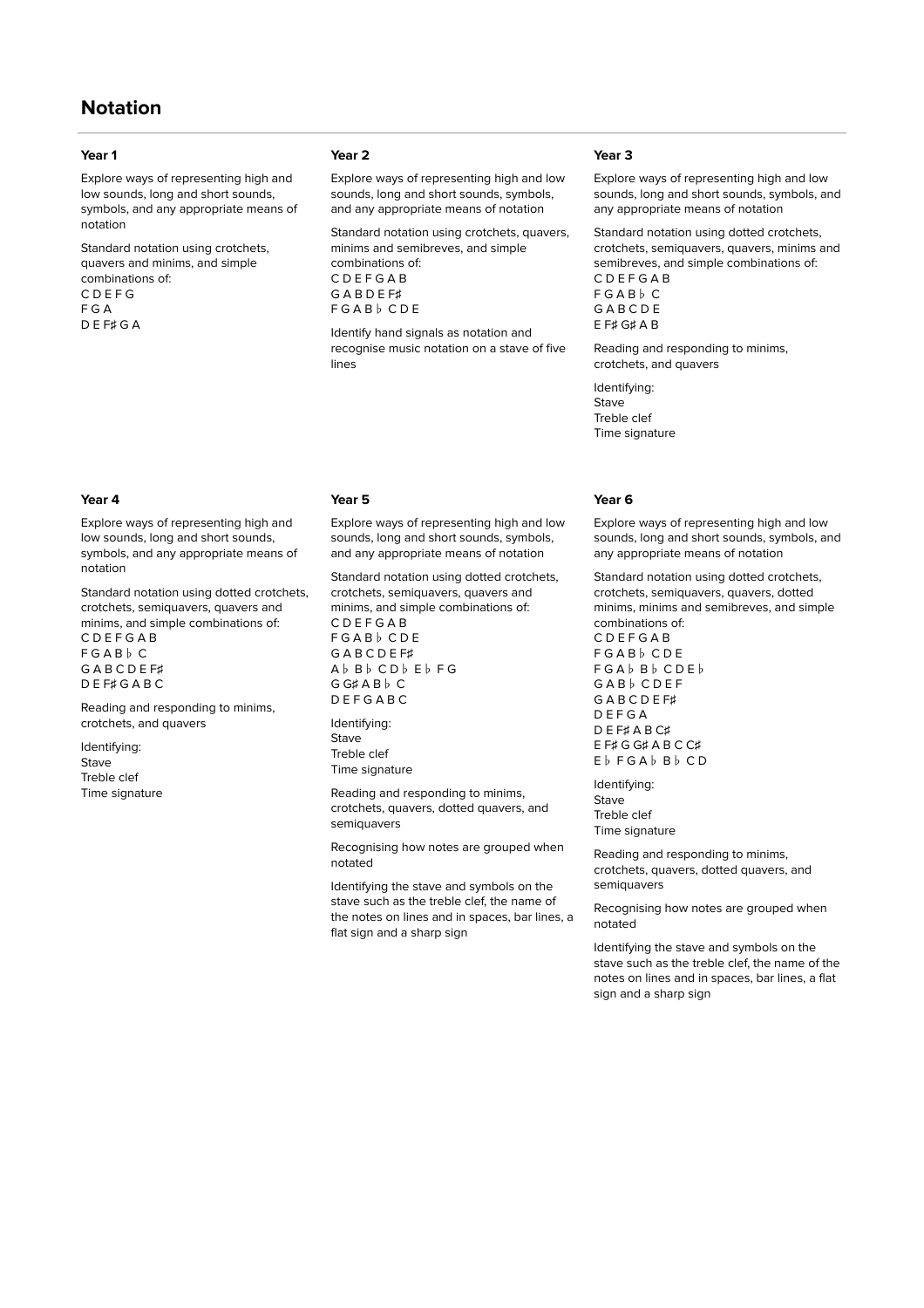# Notation

### Year 1

Explore ways of representing high and low sounds, long and short sounds, symbols, and any appropriate means of notation

Standard notation using crotchets, quavers and minims, and simple combinations of:
C D E F G
F G A
D E F♯ G A

### Year 2

Explore ways of representing high and low sounds, long and short sounds, symbols, and any appropriate means of notation

Standard notation using crotchets, quavers, minims and semibreves, and simple combinations of:
C D E F G A B
G A B D E F♯
F G A B♭ C D E

Identify hand signals as notation and recognise music notation on a stave of five lines

### Year 3

Explore ways of representing high and low sounds, long and short sounds, symbols, and any appropriate means of notation

Standard notation using dotted crotchets, crotchets, semiquavers, quavers, minims and semibreves, and simple combinations of:
C D E F G A B
F G A B♭ C
G A B C D E
E F♯ G♯ A B

Reading and responding to minims, crotchets, and quavers

Identifying:
Stave
Treble clef
Time signature

### Year 4

Explore ways of representing high and low sounds, long and short sounds, symbols, and any appropriate means of notation

Standard notation using dotted crotchets, crotchets, semiquavers, quavers and minims, and simple combinations of:
C D E F G A B
F G A B♭ C
G A B C D E F♯
D E F♯ G A B C

Reading and responding to minims, crotchets, and quavers

Identifying:
Stave
Treble clef
Time signature

### Year 5

Explore ways of representing high and low sounds, long and short sounds, symbols, and any appropriate means of notation

Standard notation using dotted crotchets, crotchets, semiquavers, quavers and minims, and simple combinations of:
C D E F G A B
F G A B♭ C D E
G A B C D E F♯
A♭ B♭ C D♭ E♭ F G
G G♯ A B♭ C
D E F G A B C

Identifying:
Stave
Treble clef
Time signature

Reading and responding to minims, crotchets, quavers, dotted quavers, and semiquavers

Recognising how notes are grouped when notated

Identifying the stave and symbols on the stave such as the treble clef, the name of the notes on lines and in spaces, bar lines, a flat sign and a sharp sign

### Year 6

Explore ways of representing high and low sounds, long and short sounds, symbols, and any appropriate means of notation

Standard notation using dotted crotchets, crotchets, semiquavers, quavers, dotted minims, minims and semibreves, and simple combinations of:
C D E F G A B
F G A B♭ C D E
F G A♭ B♭ C D E♭
G A B♭ C D E F
G A B C D E F♯
D E F G A
D E F♯ A B C♯
E F♯ G G♯ A B C C♯
E♭ F G A♭ B♭ C D

Identifying:
Stave
Treble clef
Time signature

Reading and responding to minims, crotchets, quavers, dotted quavers, and semiquavers

Recognising how notes are grouped when notated

Identifying the stave and symbols on the stave such as the treble clef, the name of the notes on lines and in spaces, bar lines, a flat sign and a sharp sign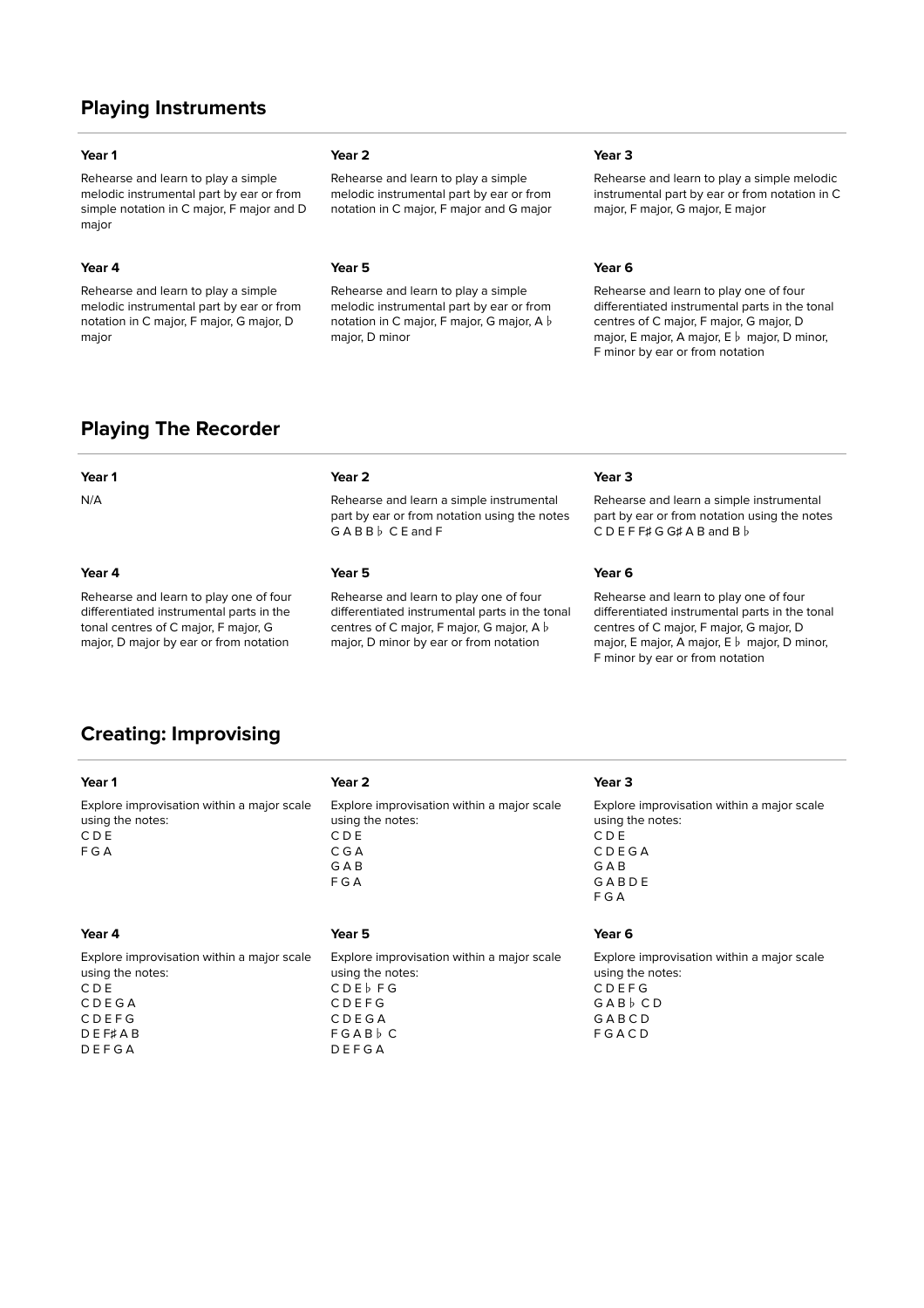## Playing Instruments

### Year 1

Rehearse and learn to play a simple melodic instrumental part by ear or from simple notation in C major, F major and D major

### Year 2

Rehearse and learn to play a simple melodic instrumental part by ear or from notation in C major, F major and G major

### Year 3

Rehearse and learn to play a simple melodic instrumental part by ear or from notation in C major, F major, G major, E major

### Year 4

Rehearse and learn to play a simple melodic instrumental part by ear or from notation in C major, F major, G major, D major

### Year 5

Rehearse and learn to play a simple melodic instrumental part by ear or from notation in C major, F major, G major, A♭ major, D minor

### Year 6

Rehearse and learn to play one of four differentiated instrumental parts in the tonal centres of C major, F major, G major, D major, E major, A major, E♭ major, D minor, F minor by ear or from notation

## Playing The Recorder

### Year 1

N/A

### Year 2

Rehearse and learn a simple instrumental part by ear or from notation using the notes G A B B♭ C E and F

### Year 3

Rehearse and learn a simple instrumental part by ear or from notation using the notes C D E F F♯ G G♯ A B and B♭

### Year 4

Rehearse and learn to play one of four differentiated instrumental parts in the tonal centres of C major, F major, G major, D major by ear or from notation

### Year 5

Rehearse and learn to play one of four differentiated instrumental parts in the tonal centres of C major, F major, G major, A♭ major, D minor by ear or from notation

### Year 6

Rehearse and learn to play one of four differentiated instrumental parts in the tonal centres of C major, F major, G major, D major, E major, A major, E♭ major, D minor, F minor by ear or from notation

## Creating: Improvising

### Year 1

Explore improvisation within a major scale using the notes:
C D E
F G A

### Year 2

Explore improvisation within a major scale using the notes:
C D E
C G A
G A B
F G A

### Year 3

Explore improvisation within a major scale using the notes:
C D E
C D E G A
G A B
G A B D E
F G A

### Year 4

Explore improvisation within a major scale using the notes:
C D E
C D E G A
C D E F G
D E F♯ A B
D E F G A

### Year 5

Explore improvisation within a major scale using the notes:
C D E♭ F G
C D E F G
C D E G A
F G A B♭ C
D E F G A

### Year 6

Explore improvisation within a major scale using the notes:
C D E F G
G A B♭ C D
G A B C D
F G A C D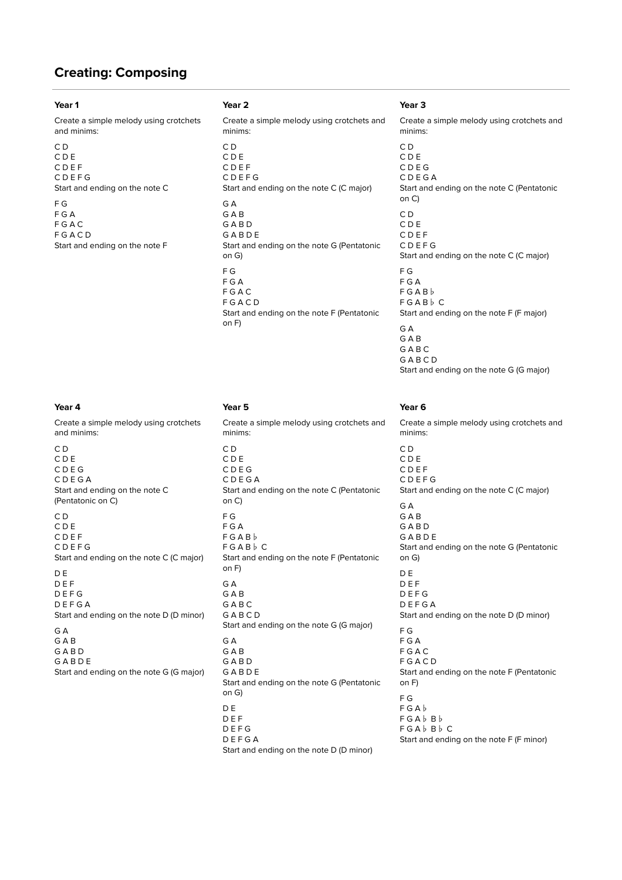## Creating: Composing

### Year 1

Create a simple melody using crotchets and minims:

C D
C D E
C D E F
C D E F G
Start and ending on the note C

F G
F G A
F G A C
F G A C D
Start and ending on the note F

### Year 2

Create a simple melody using crotchets and minims:

C D
C D E
C D E F
C D E F G
Start and ending on the note C (C major)

G A
G A B
G A B D
G A B D E
Start and ending on the note G (Pentatonic on G)

F G
F G A
F G A C
F G A C D
Start and ending on the note F (Pentatonic on F)

### Year 3

Create a simple melody using crotchets and minims:

C D
C D E
C D E G
C D E G A
Start and ending on the note C (Pentatonic on C)

C D
C D E
C D E F
C D E F G
Start and ending on the note C (C major)

F G
F G A
F G A B♭
F G A B♭ C
Start and ending on the note F (F major)

G A
G A B
G A B C
G A B C D
Start and ending on the note G (G major)

### Year 4

Create a simple melody using crotchets and minims:

C D
C D E
C D E G
C D E G A
Start and ending on the note C (Pentatonic on C)

C D
C D E
C D E F
C D E F G
Start and ending on the note C (C major)

D E
D E F
D E F G
D E F G A
Start and ending on the note D (D minor)

G A
G A B
G A B D
G A B D E
Start and ending on the note G (G major)

### Year 5

Create a simple melody using crotchets and minims:

C D
C D E
C D E G
C D E G A
Start and ending on the note C (Pentatonic on C)

F G
F G A
F G A B♭
F G A B♭ C
Start and ending on the note F (Pentatonic on F)

G A
G A B
G A B C
G A B C D
Start and ending on the note G (G major)

G A
G A B
G A B D
G A B D E
Start and ending on the note G (Pentatonic on G)

D E
D E F
D E F G
D E F G A
Start and ending on the note D (D minor)

### Year 6

Create a simple melody using crotchets and minims:

C D
C D E
C D E F
C D E F G
Start and ending on the note C (C major)

G A
G A B
G A B D
G A B D E
Start and ending on the note G (Pentatonic on G)

D E
D E F
D E F G
D E F G A
Start and ending on the note D (D minor)

F G
F G A
F G A C
F G A C D
Start and ending on the note F (Pentatonic on F)

F G
F G A♭
F G A♭ B♭
F G A♭ B♭ C
Start and ending on the note F (F minor)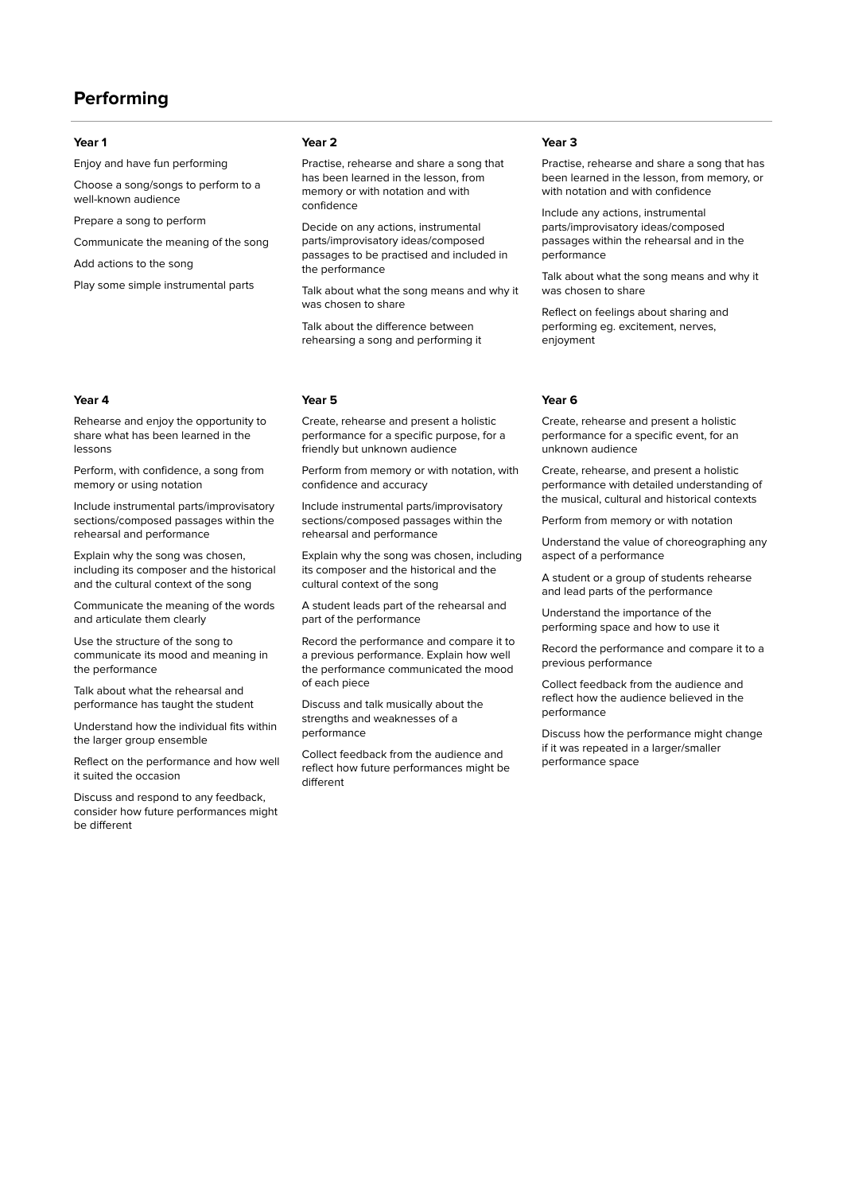## Performing

### Year 1

Enjoy and have fun performing

Choose a song/songs to perform to a well-known audience

Prepare a song to perform

Communicate the meaning of the song

Add actions to the song

Play some simple instrumental parts

### Year 2

Practise, rehearse and share a song that has been learned in the lesson, from memory or with notation and with confidence

Decide on any actions, instrumental parts/improvisatory ideas/composed passages to be practised and included in the performance

Talk about what the song means and why it was chosen to share

Talk about the difference between rehearsing a song and performing it

### Year 3

Practise, rehearse and share a song that has been learned in the lesson, from memory, or with notation and with confidence

Include any actions, instrumental parts/improvisatory ideas/composed passages within the rehearsal and in the performance

Talk about what the song means and why it was chosen to share

Reflect on feelings about sharing and performing eg. excitement, nerves, enjoyment

### Year 4

Rehearse and enjoy the opportunity to share what has been learned in the lessons

Perform, with confidence, a song from memory or using notation

Include instrumental parts/improvisatory sections/composed passages within the rehearsal and performance

Explain why the song was chosen, including its composer and the historical and the cultural context of the song

Communicate the meaning of the words and articulate them clearly

Use the structure of the song to communicate its mood and meaning in the performance

Talk about what the rehearsal and performance has taught the student

Understand how the individual fits within the larger group ensemble

Reflect on the performance and how well it suited the occasion

Discuss and respond to any feedback, consider how future performances might be different

### Year 5

Create, rehearse and present a holistic performance for a specific purpose, for a friendly but unknown audience

Perform from memory or with notation, with confidence and accuracy

Include instrumental parts/improvisatory sections/composed passages within the rehearsal and performance

Explain why the song was chosen, including its composer and the historical and the cultural context of the song

A student leads part of the rehearsal and part of the performance

Record the performance and compare it to a previous performance. Explain how well the performance communicated the mood of each piece

Discuss and talk musically about the strengths and weaknesses of a performance

Collect feedback from the audience and reflect how future performances might be different

### Year 6

Create, rehearse and present a holistic performance for a specific event, for an unknown audience

Create, rehearse, and present a holistic performance with detailed understanding of the musical, cultural and historical contexts

Perform from memory or with notation

Understand the value of choreographing any aspect of a performance

A student or a group of students rehearse and lead parts of the performance

Understand the importance of the performing space and how to use it

Record the performance and compare it to a previous performance

Collect feedback from the audience and reflect how the audience believed in the performance

Discuss how the performance might change if it was repeated in a larger/smaller performance space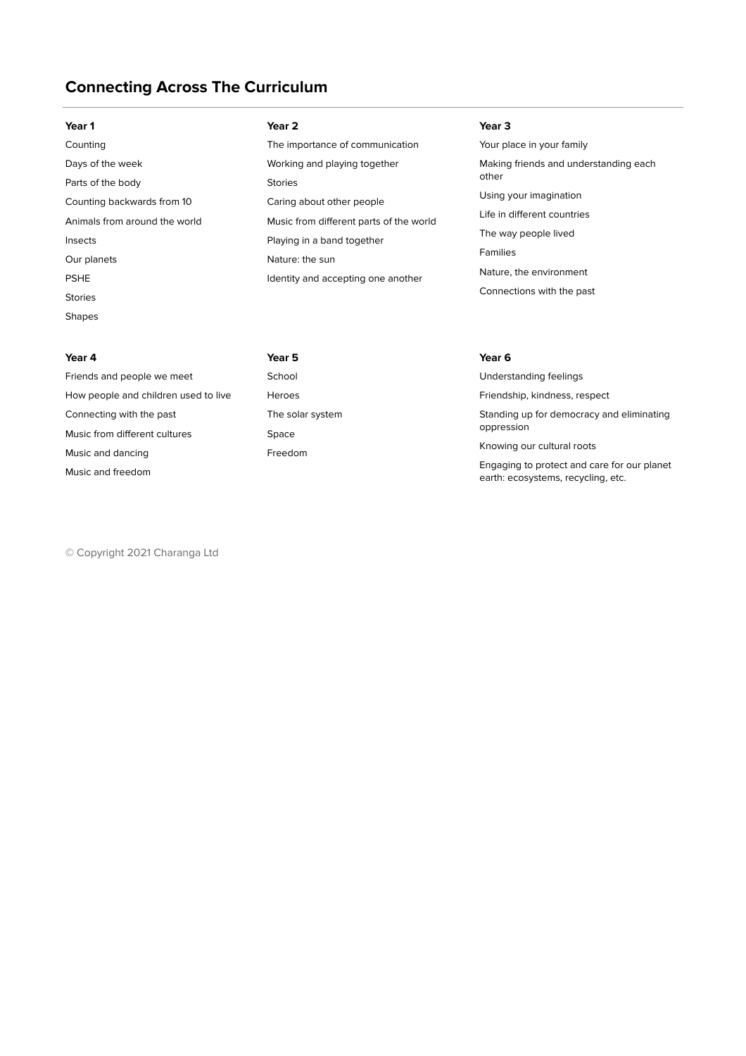## Connecting Across The Curriculum

**Year 1**

- Counting
- Days of the week
- Parts of the body
- Counting backwards from 10
- Animals from around the world
- Insects
- Our planets
- PSHE
- Stories
- Shapes

**Year 2**

- The importance of communication
- Working and playing together
- Stories
- Caring about other people
- Music from different parts of the world
- Playing in a band together
- Nature: the sun
- Identity and accepting one another

**Year 3**

- Your place in your family
- Making friends and understanding each other
- Using your imagination
- Life in different countries
- The way people lived
- Families
- Nature, the environment
- Connections with the past

**Year 4**

- Friends and people we meet
- How people and children used to live
- Connecting with the past
- Music from different cultures
- Music and dancing
- Music and freedom

**Year 5**

- School
- Heroes
- The solar system
- Space
- Freedom

**Year 6**

- Understanding feelings
- Friendship, kindness, respect
- Standing up for democracy and eliminating oppression
- Knowing our cultural roots
- Engaging to protect and care for our planet earth: ecosystems, recycling, etc.

© Copyright 2021 Charanga Ltd